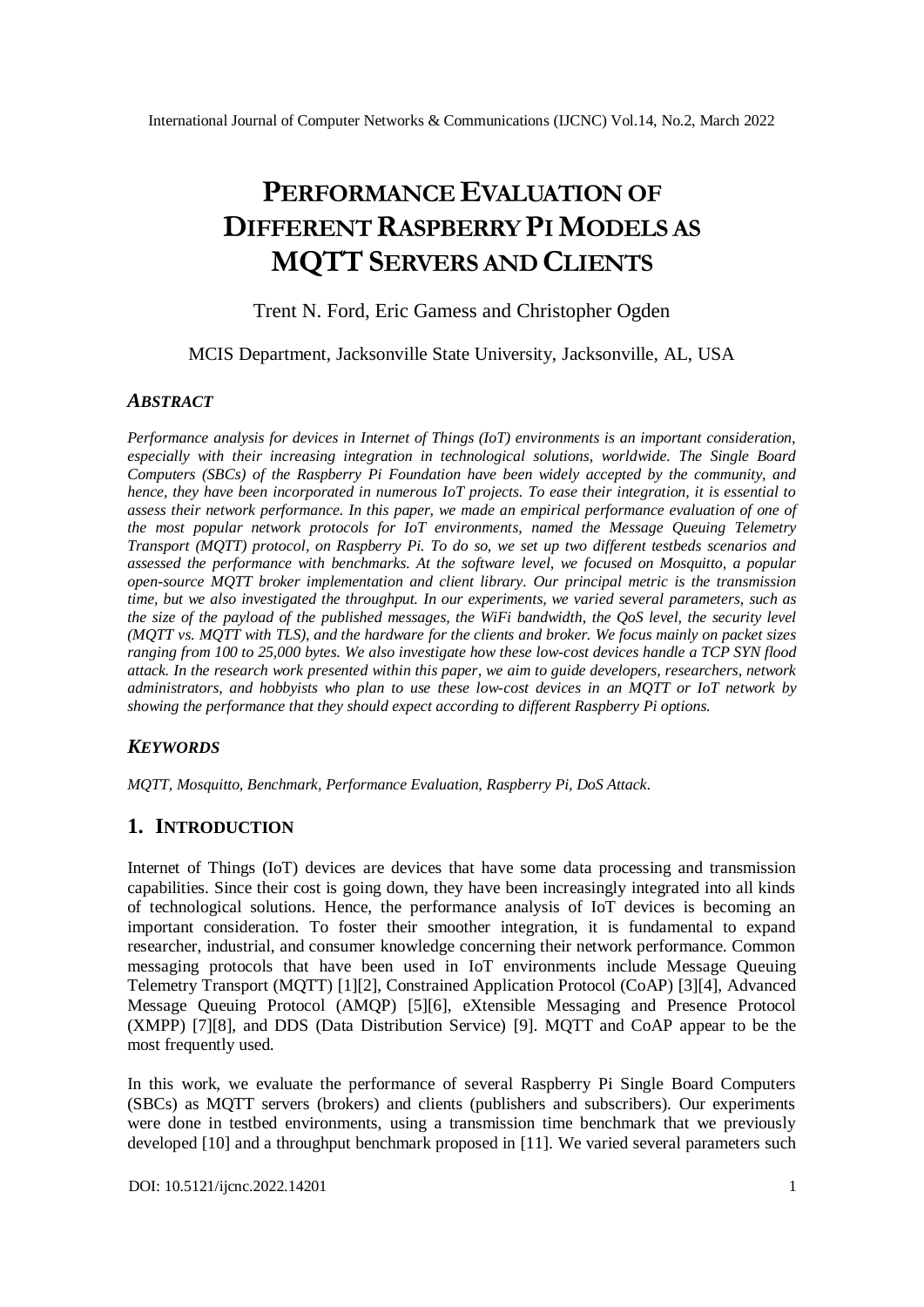# PERFORMANCE EVALUATION OF DIFFERENT RASPBERRY PI MODELS AS MQTT SERVERS AND CLIENTS

Trent N. Ford, Eric Gamess and Christopher Ogden

MCIS Department, Jacksonville State University, Jacksonville, AL, USA

## *ABSTRACT*

*Performance analysis for devices in Internet of Things (IoT) environments is an important consideration, especially with their increasing integration in technological solutions, worldwide. The Single Board Computers (SBCs) of the Raspberry Pi Foundation have been widely accepted by the community, and hence, they have been incorporated in numerous IoT projects. To ease their integration, it is essential to assess their network performance. In this paper, we made an empirical performance evaluation of one of the most popular network protocols for IoT environments, named the Message Queuing Telemetry Transport (MQTT) protocol, on Raspberry Pi. To do so, we set up two different testbeds scenarios and assessed the performance with benchmarks. At the software level, we focused on Mosquitto, a popular open-source MQTT broker implementation and client library. Our principal metric is the transmission time, but we also investigated the throughput. In our experiments, we varied several parameters, such as the size of the payload of the published messages, the WiFi bandwidth, the QoS level, the security level (MQTT vs. MQTT with TLS), and the hardware for the clients and broker. We focus mainly on packet sizes ranging from 100 to 25,000 bytes. We also investigate how these low-cost devices handle a TCP SYN flood attack. In the research work presented within this paper, we aim to guide developers, researchers, network administrators, and hobbyists who plan to use these low-cost devices in an MQTT or IoT network by showing the performance that they should expect according to different Raspberry Pi options.*

## *KEYWORDS*

*MQTT, Mosquitto, Benchmark, Performance Evaluation, Raspberry Pi, DoS Attack.*

## 1. INTRODUCTION

Internet of Things (IoT) devices are devices that have some data processing and transmission capabilities. Since their cost is going down, they have been increasingly integrated into all kinds of technological solutions. Hence, the performance analysis of IoT devices is becoming an important consideration. To foster their smoother integration, it is fundamental to expand researcher, industrial, and consumer knowledge concerning their network performance. Common messaging protocols that have been used in IoT environments include Message Queuing Telemetry Transport (MQTT) [1][2], Constrained Application Protocol (CoAP) [3][4], Advanced Message Queuing Protocol (AMQP) [5][6], eXtensible Messaging and Presence Protocol (XMPP) [7][8], and DDS (Data Distribution Service) [9]. MQTT and CoAP appear to be the most frequently used.

In this work, we evaluate the performance of several Raspberry Pi Single Board Computers (SBCs) as MQTT servers (brokers) and clients (publishers and subscribers). Our experiments were done in testbed environments, using a transmission time benchmark that we previously developed [10] and a throughput benchmark proposed in [11]. We varied several parameters such

DOI: 10.5121/ijcnc.2022.14201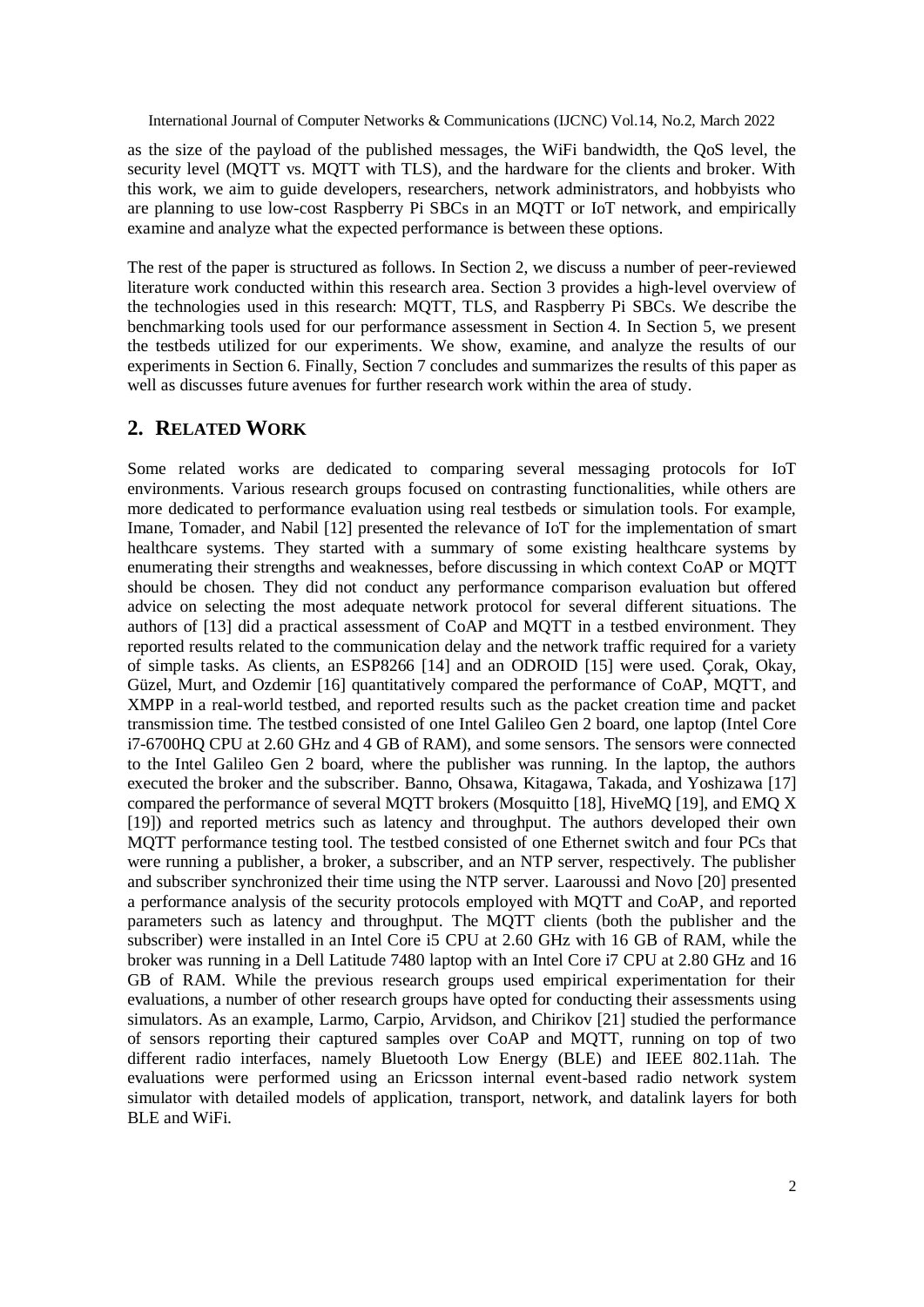as the size of the payload of the published messages, the WiFi bandwidth, the QoS level, the security level (MQTT vs. MQTT with TLS), and the hardware for the clients and broker. With this work, we aim to guide developers, researchers, network administrators, and hobbyists who are planning to use low-cost Raspberry Pi SBCs in an MQTT or IoT network, and empirically examine and analyze what the expected performance is between these options.

The rest of the paper is structured as follows. In Section 2, we discuss a number of peer-reviewed literature work conducted within this research area. Section 3 provides a high-level overview of the technologies used in this research: MQTT, TLS, and Raspberry Pi SBCs. We describe the benchmarking tools used for our performance assessment in Section 4. In Section 5, we present the testbeds utilized for our experiments. We show, examine, and analyze the results of our experiments in Section 6. Finally, Section 7 concludes and summarizes the results of this paper as well as discusses future avenues for further research work within the area of study.

## 2. RELATED WORK

Some related works are dedicated to comparing several messaging protocols for IoT environments. Various research groups focused on contrasting functionalities, while others are more dedicated to performance evaluation using real testbeds or simulation tools. For example, Imane, Tomader, and Nabil [12] presented the relevance of IoT for the implementation of smart healthcare systems. They started with a summary of some existing healthcare systems by enumerating their strengths and weaknesses, before discussing in which context CoAP or MQTT should be chosen. They did not conduct any performance comparison evaluation but offered advice on selecting the most adequate network protocol for several different situations. The authors of [13] did a practical assessment of CoAP and MQTT in a testbed environment. They reported results related to the communication delay and the network traffic required for a variety of simple tasks. As clients, an ESP8266 [14] and an ODROID [15] were used. Çorak, Okay, Güzel, Murt, and Ozdemir [16] quantitatively compared the performance of CoAP, MQTT, and XMPP in a real-world testbed, and reported results such as the packet creation time and packet transmission time. The testbed consisted of one Intel Galileo Gen 2 board, one laptop (Intel Core i7-6700HQ CPU at 2.60 GHz and 4 GB of RAM), and some sensors. The sensors were connected to the Intel Galileo Gen 2 board, where the publisher was running. In the laptop, the authors executed the broker and the subscriber. Banno, Ohsawa, Kitagawa, Takada, and Yoshizawa [17] compared the performance of several MQTT brokers (Mosquitto [18], HiveMQ [19], and EMQ X [19]) and reported metrics such as latency and throughput. The authors developed their own MQTT performance testing tool. The testbed consisted of one Ethernet switch and four PCs that were running a publisher, a broker, a subscriber, and an NTP server, respectively. The publisher and subscriber synchronized their time using the NTP server. Laaroussi and Novo [20] presented a performance analysis of the security protocols employed with MQTT and CoAP, and reported parameters such as latency and throughput. The MQTT clients (both the publisher and the subscriber) were installed in an Intel Core i5 CPU at 2.60 GHz with 16 GB of RAM, while the broker was running in a Dell Latitude 7480 laptop with an Intel Core i7 CPU at 2.80 GHz and 16 GB of RAM. While the previous research groups used empirical experimentation for their evaluations, a number of other research groups have opted for conducting their assessments using simulators. As an example, Larmo, Carpio, Arvidson, and Chirikov [21] studied the performance of sensors reporting their captured samples over CoAP and MQTT, running on top of two different radio interfaces, namely Bluetooth Low Energy (BLE) and IEEE 802.11ah. The evaluations were performed using an Ericsson internal event-based radio network system simulator with detailed models of application, transport, network, and datalink layers for both BLE and WiFi.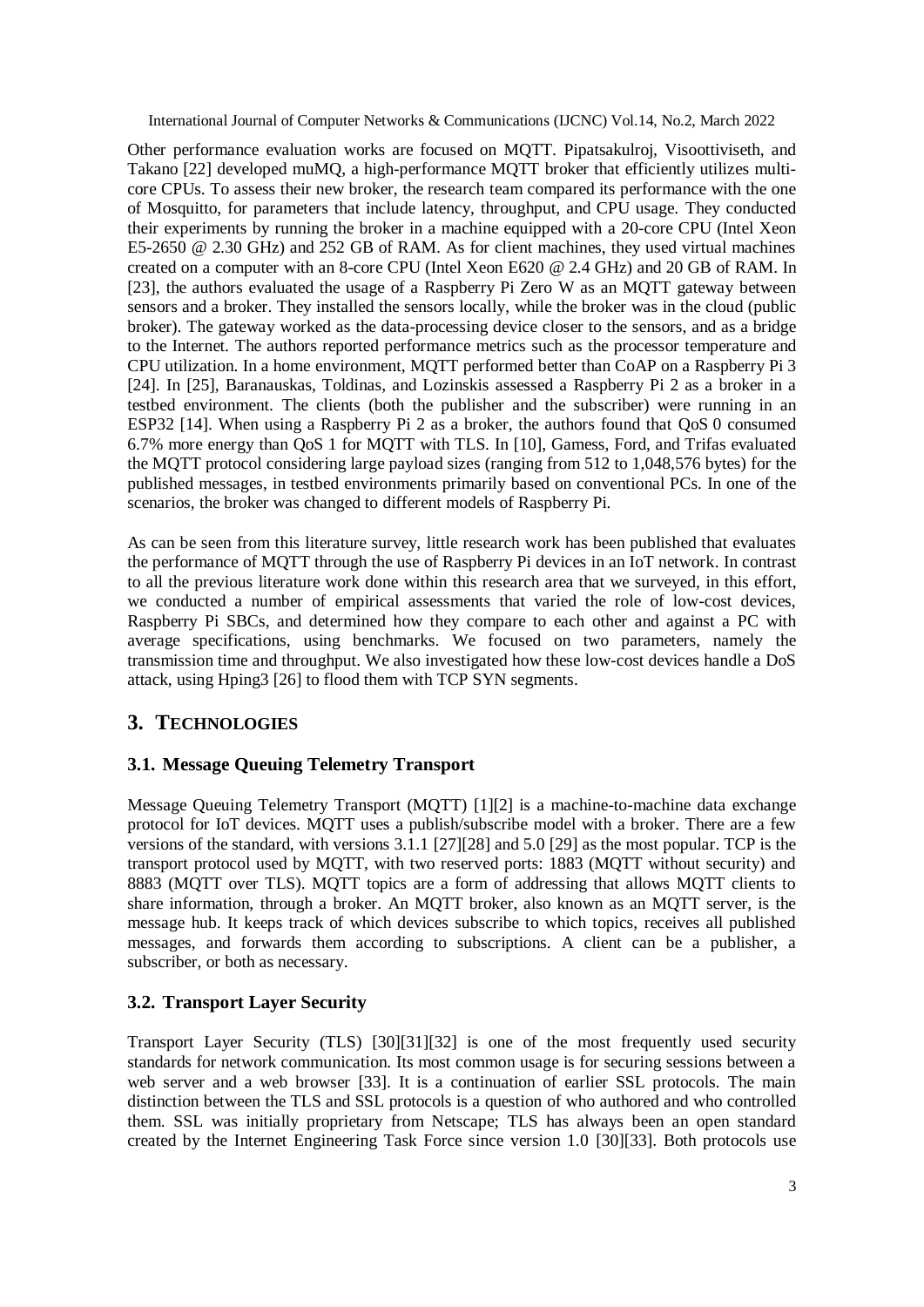Other performance evaluation works are focused on MQTT. Pipatsakulroj, Visoottiviseth, and Takano [22] developed muMQ, a high-performance MQTT broker that efficiently utilizes multi-core CPUs. To assess their new broker, the research team compared its performance with the one of Mosquitto, for parameters that include latency, throughput, and CPU usage. They conducted their experiments by running the broker in a machine equipped with a 20-core CPU (Intel Xeon E5-2650 @ 2.30 GHz) and 252 GB of RAM. As for client machines, they used virtual machines created on a computer with an 8-core CPU (Intel Xeon E620 @ 2.4 GHz) and 20 GB of RAM. In [23], the authors evaluated the usage of a Raspberry Pi Zero W as an MQTT gateway between sensors and a broker. They installed the sensors locally, while the broker was in the cloud (public broker). The gateway worked as the data-processing device closer to the sensors, and as a bridge to the Internet. The authors reported performance metrics such as the processor temperature and CPU utilization. In a home environment, MQTT performed better than CoAP on a Raspberry Pi 3 [24]. In [25], Baranauskas, Toldinas, and Lozinskis assessed a Raspberry Pi 2 as a broker in a testbed environment. The clients (both the publisher and the subscriber) were running in an ESP32 [14]. When using a Raspberry Pi 2 as a broker, the authors found that QoS 0 consumed 6.7% more energy than QoS 1 for MQTT with TLS. In [10], Gamess, Ford, and Trifas evaluated the MQTT protocol considering large payload sizes (ranging from 512 to 1,048,576 bytes) for the published messages, in testbed environments primarily based on conventional PCs. In one of the scenarios, the broker was changed to different models of Raspberry Pi.

As can be seen from this literature survey, little research work has been published that evaluates the performance of MQTT through the use of Raspberry Pi devices in an IoT network. In contrast to all the previous literature work done within this research area that we surveyed, in this effort, we conducted a number of empirical assessments that varied the role of low-cost devices, Raspberry Pi SBCs, and determined how they compare to each other and against a PC with average specifications, using benchmarks. We focused on two parameters, namely the transmission time and throughput. We also investigated how these low-cost devices handle a DoS attack, using Hping3 [26] to flood them with TCP SYN segments.

## 3. TECHNOLOGIES

### 3.1. Message Queuing Telemetry Transport

Message Queuing Telemetry Transport (MQTT) [1][2] is a machine-to-machine data exchange protocol for IoT devices. MQTT uses a publish/subscribe model with a broker. There are a few versions of the standard, with versions 3.1.1 [27][28] and 5.0 [29] as the most popular. TCP is the transport protocol used by MQTT, with two reserved ports: 1883 (MQTT without security) and 8883 (MQTT over TLS). MQTT topics are a form of addressing that allows MQTT clients to share information, through a broker. An MQTT broker, also known as an MQTT server, is the message hub. It keeps track of which devices subscribe to which topics, receives all published messages, and forwards them according to subscriptions. A client can be a publisher, a subscriber, or both as necessary.

### 3.2. Transport Layer Security

Transport Layer Security (TLS) [30][31][32] is one of the most frequently used security standards for network communication. Its most common usage is for securing sessions between a web server and a web browser [33]. It is a continuation of earlier SSL protocols. The main distinction between the TLS and SSL protocols is a question of who authored and who controlled them. SSL was initially proprietary from Netscape; TLS has always been an open standard created by the Internet Engineering Task Force since version 1.0 [30][33]. Both protocols use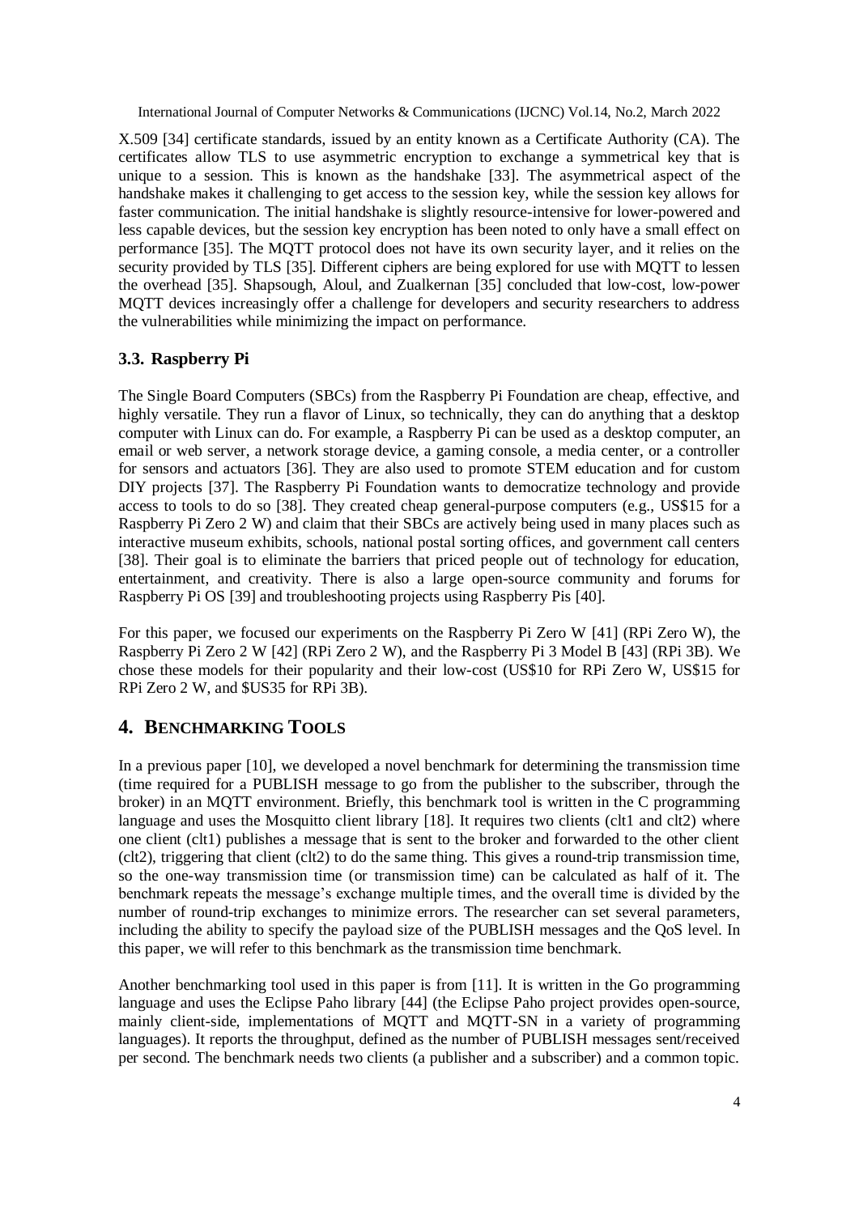X.509 [34] certificate standards, issued by an entity known as a Certificate Authority (CA). The certificates allow TLS to use asymmetric encryption to exchange a symmetrical key that is unique to a session. This is known as the handshake [33]. The asymmetrical aspect of the handshake makes it challenging to get access to the session key, while the session key allows for faster communication. The initial handshake is slightly resource-intensive for lower-powered and less capable devices, but the session key encryption has been noted to only have a small effect on performance [35]. The MQTT protocol does not have its own security layer, and it relies on the security provided by TLS [35]. Different ciphers are being explored for use with MQTT to lessen the overhead [35]. Shapsough, Aloul, and Zualkernan [35] concluded that low-cost, low-power MQTT devices increasingly offer a challenge for developers and security researchers to address the vulnerabilities while minimizing the impact on performance.

### 3.3. Raspberry Pi

The Single Board Computers (SBCs) from the Raspberry Pi Foundation are cheap, effective, and highly versatile. They run a flavor of Linux, so technically, they can do anything that a desktop computer with Linux can do. For example, a Raspberry Pi can be used as a desktop computer, an email or web server, a network storage device, a gaming console, a media center, or a controller for sensors and actuators [36]. They are also used to promote STEM education and for custom DIY projects [37]. The Raspberry Pi Foundation wants to democratize technology and provide access to tools to do so [38]. They created cheap general-purpose computers (e.g., US$15 for a Raspberry Pi Zero 2 W) and claim that their SBCs are actively being used in many places such as interactive museum exhibits, schools, national postal sorting offices, and government call centers [38]. Their goal is to eliminate the barriers that priced people out of technology for education, entertainment, and creativity. There is also a large open-source community and forums for Raspberry Pi OS [39] and troubleshooting projects using Raspberry Pis [40].

For this paper, we focused our experiments on the Raspberry Pi Zero W [41] (RPi Zero W), the Raspberry Pi Zero 2 W [42] (RPi Zero 2 W), and the Raspberry Pi 3 Model B [43] (RPi 3B). We chose these models for their popularity and their low-cost (US$10 for RPi Zero W, US$15 for RPi Zero 2 W, and $US35 for RPi 3B).

## 4. Benchmarking Tools

In a previous paper [10], we developed a novel benchmark for determining the transmission time (time required for a PUBLISH message to go from the publisher to the subscriber, through the broker) in an MQTT environment. Briefly, this benchmark tool is written in the C programming language and uses the Mosquitto client library [18]. It requires two clients (clt1 and clt2) where one client (clt1) publishes a message that is sent to the broker and forwarded to the other client (clt2), triggering that client (clt2) to do the same thing. This gives a round-trip transmission time, so the one-way transmission time (or transmission time) can be calculated as half of it. The benchmark repeats the message's exchange multiple times, and the overall time is divided by the number of round-trip exchanges to minimize errors. The researcher can set several parameters, including the ability to specify the payload size of the PUBLISH messages and the QoS level. In this paper, we will refer to this benchmark as the transmission time benchmark.

Another benchmarking tool used in this paper is from [11]. It is written in the Go programming language and uses the Eclipse Paho library [44] (the Eclipse Paho project provides open-source, mainly client-side, implementations of MQTT and MQTT-SN in a variety of programming languages). It reports the throughput, defined as the number of PUBLISH messages sent/received per second. The benchmark needs two clients (a publisher and a subscriber) and a common topic.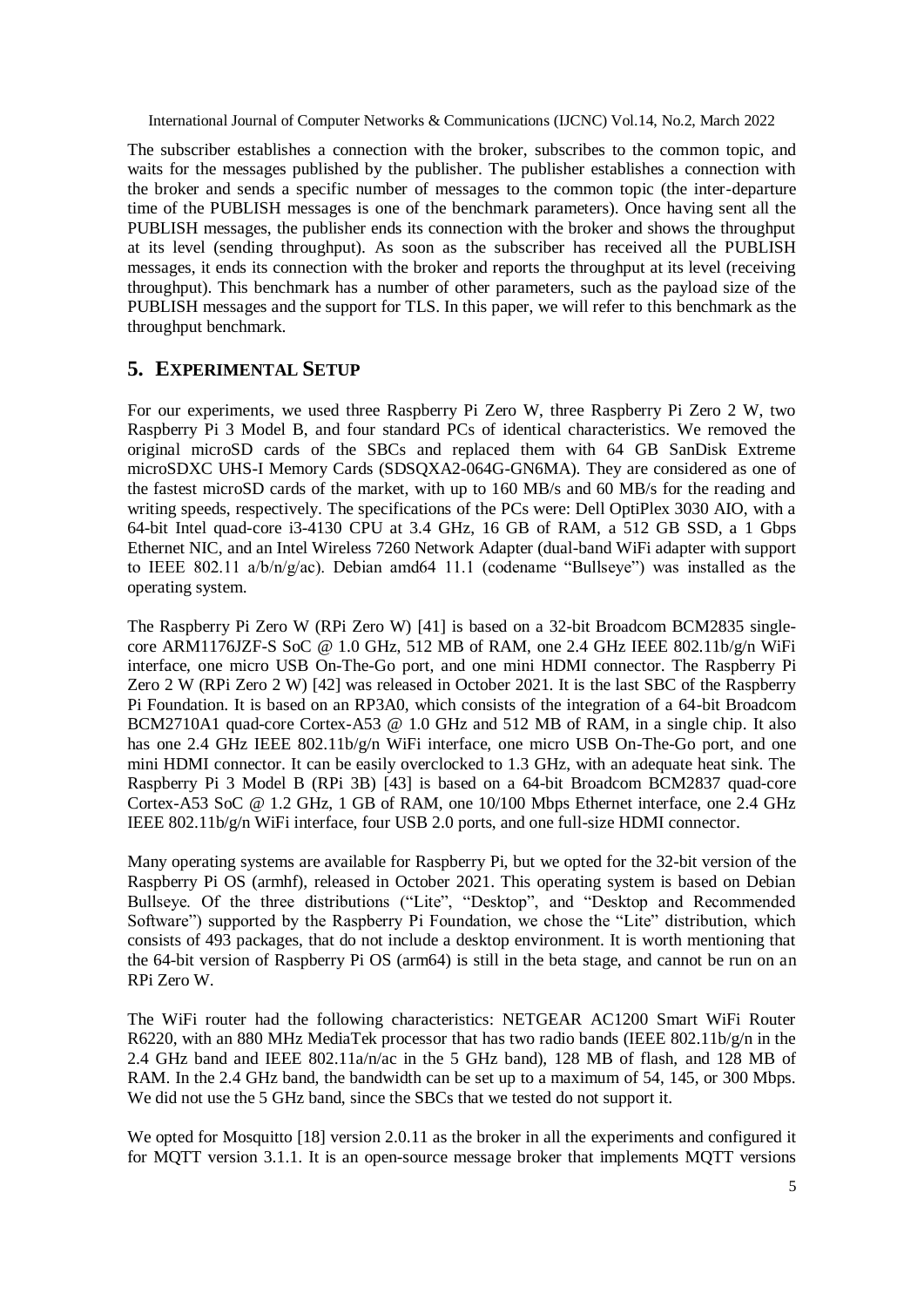The subscriber establishes a connection with the broker, subscribes to the common topic, and waits for the messages published by the publisher. The publisher establishes a connection with the broker and sends a specific number of messages to the common topic (the inter-departure time of the PUBLISH messages is one of the benchmark parameters). Once having sent all the PUBLISH messages, the publisher ends its connection with the broker and shows the throughput at its level (sending throughput). As soon as the subscriber has received all the PUBLISH messages, it ends its connection with the broker and reports the throughput at its level (receiving throughput). This benchmark has a number of other parameters, such as the payload size of the PUBLISH messages and the support for TLS. In this paper, we will refer to this benchmark as the throughput benchmark.

## 5. EXPERIMENTAL SETUP

For our experiments, we used three Raspberry Pi Zero W, three Raspberry Pi Zero 2 W, two Raspberry Pi 3 Model B, and four standard PCs of identical characteristics. We removed the original microSD cards of the SBCs and replaced them with 64 GB SanDisk Extreme microSDXC UHS-I Memory Cards (SDSQXA2-064G-GN6MA). They are considered as one of the fastest microSD cards of the market, with up to 160 MB/s and 60 MB/s for the reading and writing speeds, respectively. The specifications of the PCs were: Dell OptiPlex 3030 AIO, with a 64-bit Intel quad-core i3-4130 CPU at 3.4 GHz, 16 GB of RAM, a 512 GB SSD, a 1 Gbps Ethernet NIC, and an Intel Wireless 7260 Network Adapter (dual-band WiFi adapter with support to IEEE 802.11 a/b/n/g/ac). Debian amd64 11.1 (codename "Bullseye") was installed as the operating system.

The Raspberry Pi Zero W (RPi Zero W) [41] is based on a 32-bit Broadcom BCM2835 single-core ARM1176JZF-S SoC @ 1.0 GHz, 512 MB of RAM, one 2.4 GHz IEEE 802.11b/g/n WiFi interface, one micro USB On-The-Go port, and one mini HDMI connector. The Raspberry Pi Zero 2 W (RPi Zero 2 W) [42] was released in October 2021. It is the last SBC of the Raspberry Pi Foundation. It is based on an RP3A0, which consists of the integration of a 64-bit Broadcom BCM2710A1 quad-core Cortex-A53 @ 1.0 GHz and 512 MB of RAM, in a single chip. It also has one 2.4 GHz IEEE 802.11b/g/n WiFi interface, one micro USB On-The-Go port, and one mini HDMI connector. It can be easily overclocked to 1.3 GHz, with an adequate heat sink. The Raspberry Pi 3 Model B (RPi 3B) [43] is based on a 64-bit Broadcom BCM2837 quad-core Cortex-A53 SoC @ 1.2 GHz, 1 GB of RAM, one 10/100 Mbps Ethernet interface, one 2.4 GHz IEEE 802.11b/g/n WiFi interface, four USB 2.0 ports, and one full-size HDMI connector.

Many operating systems are available for Raspberry Pi, but we opted for the 32-bit version of the Raspberry Pi OS (armhf), released in October 2021. This operating system is based on Debian Bullseye. Of the three distributions ("Lite", "Desktop", and "Desktop and Recommended Software") supported by the Raspberry Pi Foundation, we chose the "Lite" distribution, which consists of 493 packages, that do not include a desktop environment. It is worth mentioning that the 64-bit version of Raspberry Pi OS (arm64) is still in the beta stage, and cannot be run on an RPi Zero W.

The WiFi router had the following characteristics: NETGEAR AC1200 Smart WiFi Router R6220, with an 880 MHz MediaTek processor that has two radio bands (IEEE 802.11b/g/n in the 2.4 GHz band and IEEE 802.11a/n/ac in the 5 GHz band), 128 MB of flash, and 128 MB of RAM. In the 2.4 GHz band, the bandwidth can be set up to a maximum of 54, 145, or 300 Mbps. We did not use the 5 GHz band, since the SBCs that we tested do not support it.

We opted for Mosquitto [18] version 2.0.11 as the broker in all the experiments and configured it for MQTT version 3.1.1. It is an open-source message broker that implements MQTT versions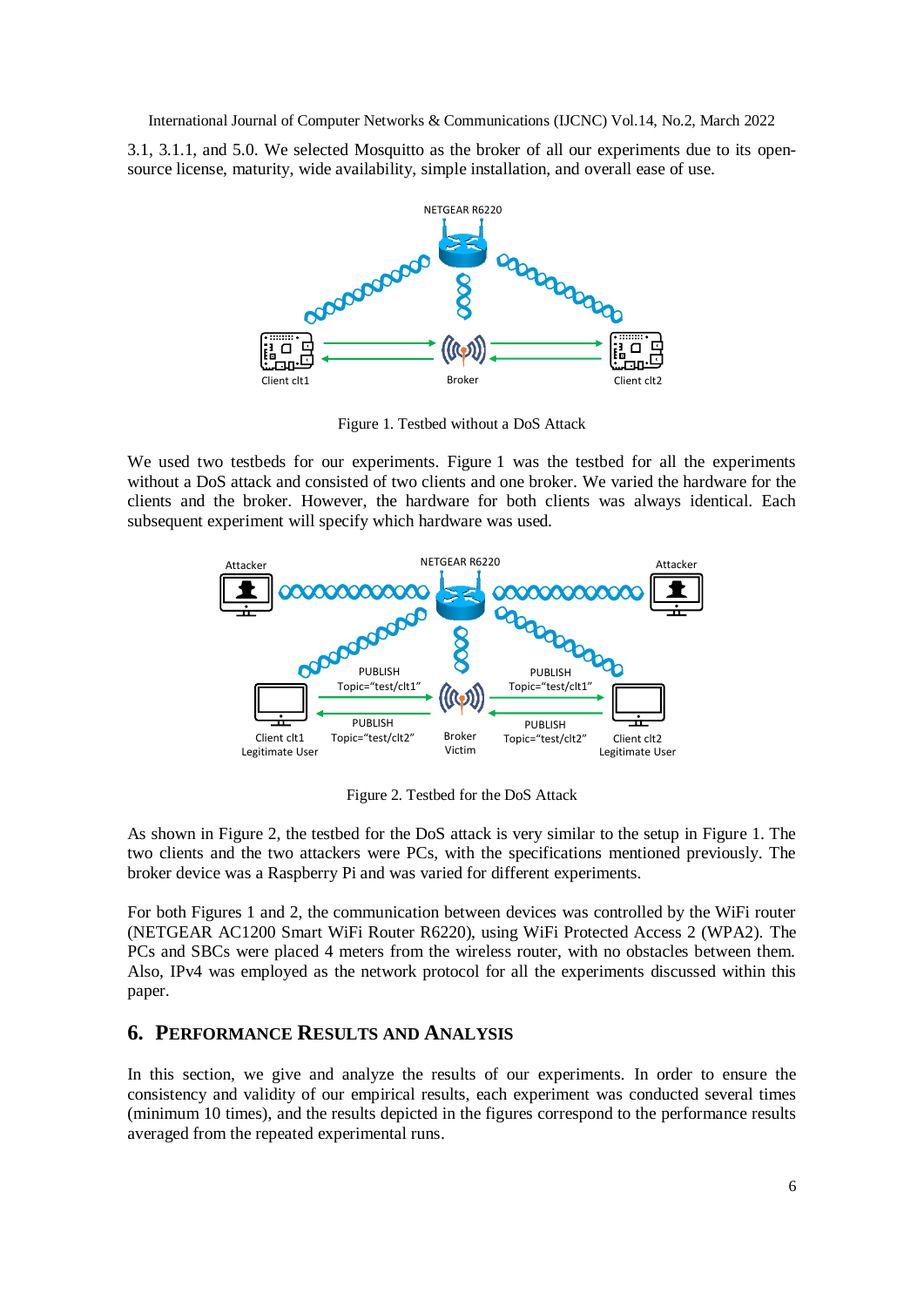3.1, 3.1.1, and 5.0. We selected Mosquitto as the broker of all our experiments due to its open-source license, maturity, wide availability, simple installation, and overall ease of use.

Figure 1. Testbed without a DoS Attack

We used two testbeds for our experiments. Figure 1 was the testbed for all the experiments without a DoS attack and consisted of two clients and one broker. We varied the hardware for the clients and the broker. However, the hardware for both clients was always identical. Each subsequent experiment will specify which hardware was used.

Figure 2. Testbed for the DoS Attack

As shown in Figure 2, the testbed for the DoS attack is very similar to the setup in Figure 1. The two clients and the two attackers were PCs, with the specifications mentioned previously. The broker device was a Raspberry Pi and was varied for different experiments.

For both Figures 1 and 2, the communication between devices was controlled by the WiFi router (NETGEAR AC1200 Smart WiFi Router R6220), using WiFi Protected Access 2 (WPA2). The PCs and SBCs were placed 4 meters from the wireless router, with no obstacles between them. Also, IPv4 was employed as the network protocol for all the experiments discussed within this paper.

## 6. Performance Results and Analysis

In this section, we give and analyze the results of our experiments. In order to ensure the consistency and validity of our empirical results, each experiment was conducted several times (minimum 10 times), and the results depicted in the figures correspond to the performance results averaged from the repeated experimental runs.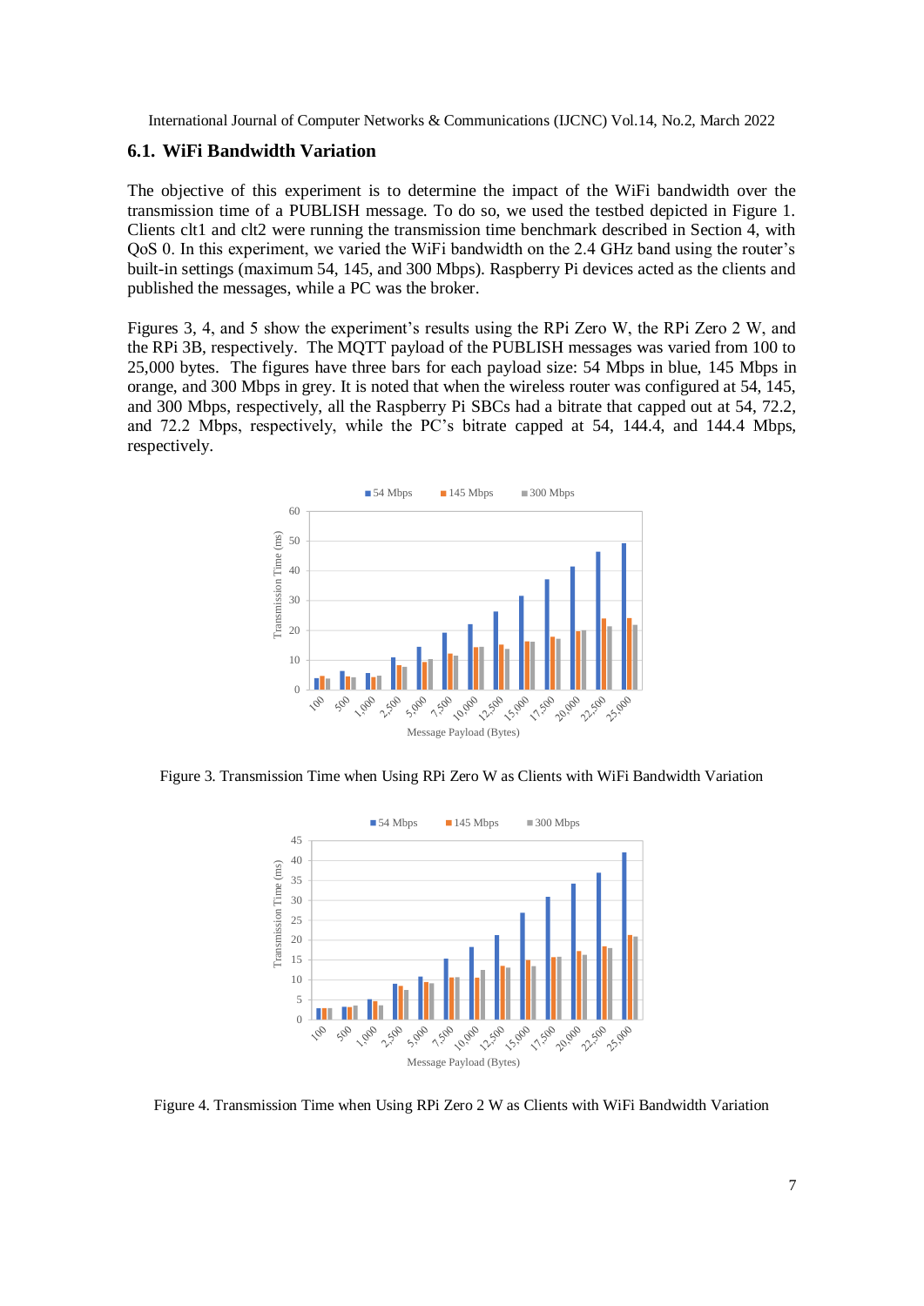## 6.1. WiFi Bandwidth Variation

The objective of this experiment is to determine the impact of the WiFi bandwidth over the transmission time of a PUBLISH message. To do so, we used the testbed depicted in Figure 1. Clients clt1 and clt2 were running the transmission time benchmark described in Section 4, with QoS 0. In this experiment, we varied the WiFi bandwidth on the 2.4 GHz band using the router's built-in settings (maximum 54, 145, and 300 Mbps). Raspberry Pi devices acted as the clients and published the messages, while a PC was the broker.

Figures 3, 4, and 5 show the experiment's results using the RPi Zero W, the RPi Zero 2 W, and the RPi 3B, respectively. The MQTT payload of the PUBLISH messages was varied from 100 to 25,000 bytes. The figures have three bars for each payload size: 54 Mbps in blue, 145 Mbps in orange, and 300 Mbps in grey. It is noted that when the wireless router was configured at 54, 145, and 300 Mbps, respectively, all the Raspberry Pi SBCs had a bitrate that capped out at 54, 72.2, and 72.2 Mbps, respectively, while the PC's bitrate capped at 54, 144.4, and 144.4 Mbps, respectively.

Figure 3. Transmission Time when Using RPi Zero W as Clients with WiFi Bandwidth Variation

Figure 4. Transmission Time when Using RPi Zero 2 W as Clients with WiFi Bandwidth Variation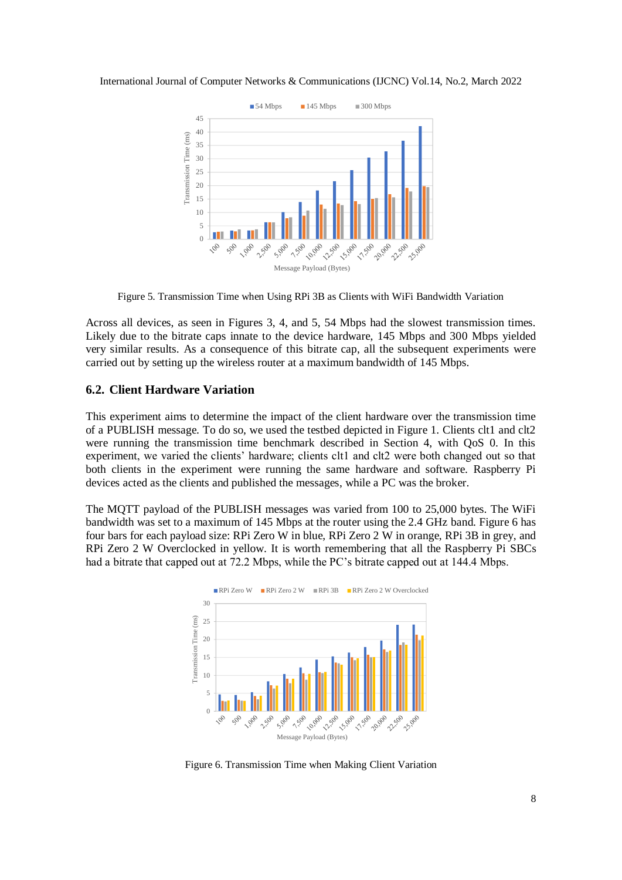Figure 5. Transmission Time when Using RPi 3B as Clients with WiFi Bandwidth Variation

Across all devices, as seen in Figures 3, 4, and 5, 54 Mbps had the slowest transmission times. Likely due to the bitrate caps innate to the device hardware, 145 Mbps and 300 Mbps yielded very similar results. As a consequence of this bitrate cap, all the subsequent experiments were carried out by setting up the wireless router at a maximum bandwidth of 145 Mbps.

## 6.2. Client Hardware Variation

This experiment aims to determine the impact of the client hardware over the transmission time of a PUBLISH message. To do so, we used the testbed depicted in Figure 1. Clients clt1 and clt2 were running the transmission time benchmark described in Section 4, with QoS 0. In this experiment, we varied the clients' hardware; clients clt1 and clt2 were both changed out so that both clients in the experiment were running the same hardware and software. Raspberry Pi devices acted as the clients and published the messages, while a PC was the broker.

The MQTT payload of the PUBLISH messages was varied from 100 to 25,000 bytes. The WiFi bandwidth was set to a maximum of 145 Mbps at the router using the 2.4 GHz band. Figure 6 has four bars for each payload size: RPi Zero W in blue, RPi Zero 2 W in orange, RPi 3B in grey, and RPi Zero 2 W Overclocked in yellow. It is worth remembering that all the Raspberry Pi SBCs had a bitrate that capped out at 72.2 Mbps, while the PC's bitrate capped out at 144.4 Mbps.

Figure 6. Transmission Time when Making Client Variation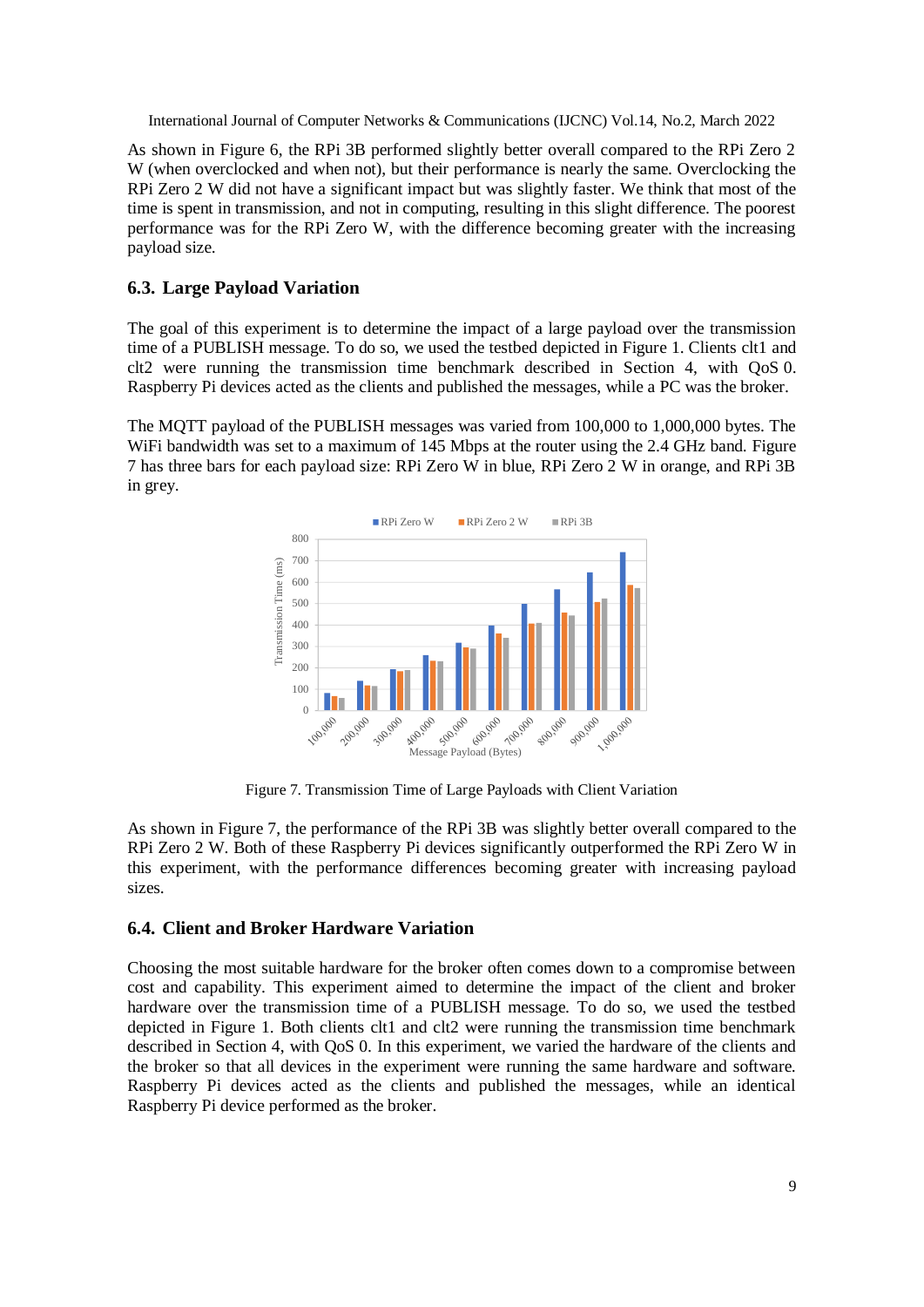As shown in Figure 6, the RPi 3B performed slightly better overall compared to the RPi Zero 2 W (when overclocked and when not), but their performance is nearly the same. Overclocking the RPi Zero 2 W did not have a significant impact but was slightly faster. We think that most of the time is spent in transmission, and not in computing, resulting in this slight difference. The poorest performance was for the RPi Zero W, with the difference becoming greater with the increasing payload size.

### 6.3. Large Payload Variation

The goal of this experiment is to determine the impact of a large payload over the transmission time of a PUBLISH message. To do so, we used the testbed depicted in Figure 1. Clients clt1 and clt2 were running the transmission time benchmark described in Section 4, with QoS 0. Raspberry Pi devices acted as the clients and published the messages, while a PC was the broker.

The MQTT payload of the PUBLISH messages was varied from 100,000 to 1,000,000 bytes. The WiFi bandwidth was set to a maximum of 145 Mbps at the router using the 2.4 GHz band. Figure 7 has three bars for each payload size: RPi Zero W in blue, RPi Zero 2 W in orange, and RPi 3B in grey.

Figure 7. Transmission Time of Large Payloads with Client Variation

As shown in Figure 7, the performance of the RPi 3B was slightly better overall compared to the RPi Zero 2 W. Both of these Raspberry Pi devices significantly outperformed the RPi Zero W in this experiment, with the performance differences becoming greater with increasing payload sizes.

### 6.4. Client and Broker Hardware Variation

Choosing the most suitable hardware for the broker often comes down to a compromise between cost and capability. This experiment aimed to determine the impact of the client and broker hardware over the transmission time of a PUBLISH message. To do so, we used the testbed depicted in Figure 1. Both clients clt1 and clt2 were running the transmission time benchmark described in Section 4, with QoS 0. In this experiment, we varied the hardware of the clients and the broker so that all devices in the experiment were running the same hardware and software. Raspberry Pi devices acted as the clients and published the messages, while an identical Raspberry Pi device performed as the broker.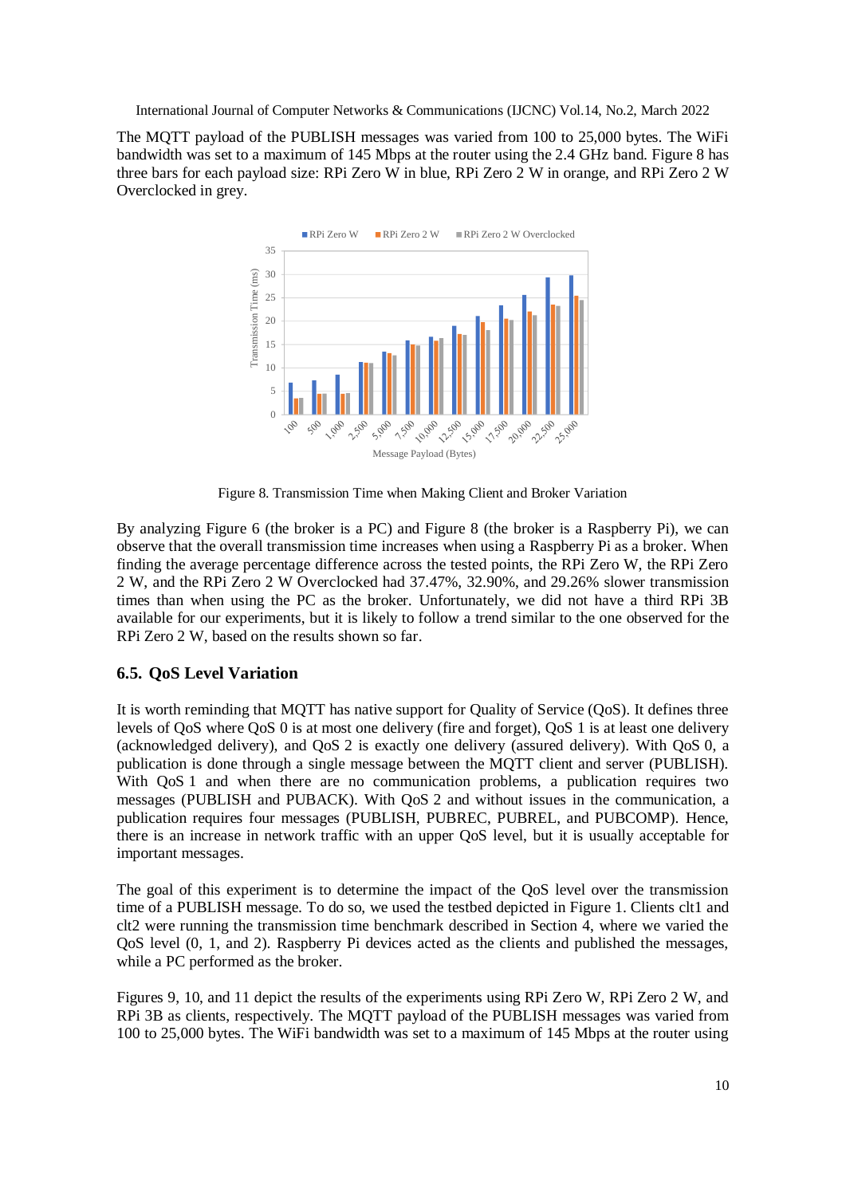The MQTT payload of the PUBLISH messages was varied from 100 to 25,000 bytes. The WiFi bandwidth was set to a maximum of 145 Mbps at the router using the 2.4 GHz band. Figure 8 has three bars for each payload size: RPi Zero W in blue, RPi Zero 2 W in orange, and RPi Zero 2 W Overclocked in grey.

Figure 8. Transmission Time when Making Client and Broker Variation

By analyzing Figure 6 (the broker is a PC) and Figure 8 (the broker is a Raspberry Pi), we can observe that the overall transmission time increases when using a Raspberry Pi as a broker. When finding the average percentage difference across the tested points, the RPi Zero W, the RPi Zero 2 W, and the RPi Zero 2 W Overclocked had 37.47%, 32.90%, and 29.26% slower transmission times than when using the PC as the broker. Unfortunately, we did not have a third RPi 3B available for our experiments, but it is likely to follow a trend similar to the one observed for the RPi Zero 2 W, based on the results shown so far.

### 6.5. QoS Level Variation

It is worth reminding that MQTT has native support for Quality of Service (QoS). It defines three levels of QoS where QoS 0 is at most one delivery (fire and forget), QoS 1 is at least one delivery (acknowledged delivery), and QoS 2 is exactly one delivery (assured delivery). With QoS 0, a publication is done through a single message between the MQTT client and server (PUBLISH). With QoS 1 and when there are no communication problems, a publication requires two messages (PUBLISH and PUBACK). With QoS 2 and without issues in the communication, a publication requires four messages (PUBLISH, PUBREC, PUBREL, and PUBCOMP). Hence, there is an increase in network traffic with an upper QoS level, but it is usually acceptable for important messages.

The goal of this experiment is to determine the impact of the QoS level over the transmission time of a PUBLISH message. To do so, we used the testbed depicted in Figure 1. Clients clt1 and clt2 were running the transmission time benchmark described in Section 4, where we varied the QoS level (0, 1, and 2). Raspberry Pi devices acted as the clients and published the messages, while a PC performed as the broker.

Figures 9, 10, and 11 depict the results of the experiments using RPi Zero W, RPi Zero 2 W, and RPi 3B as clients, respectively. The MQTT payload of the PUBLISH messages was varied from 100 to 25,000 bytes. The WiFi bandwidth was set to a maximum of 145 Mbps at the router using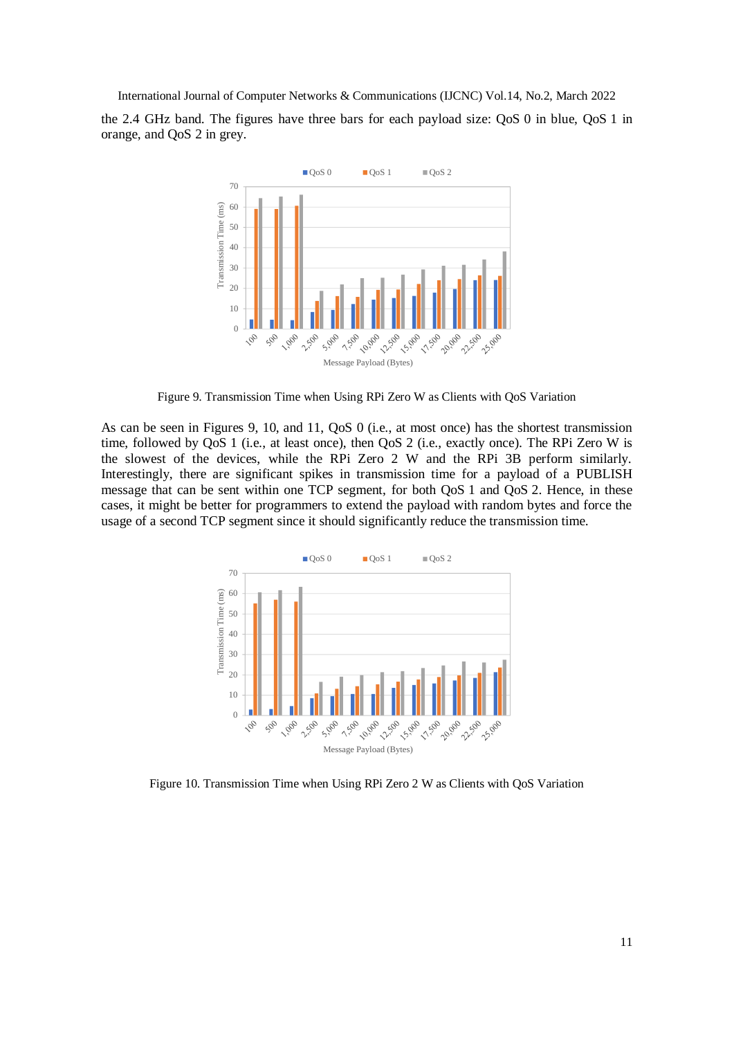the 2.4 GHz band. The figures have three bars for each payload size: QoS 0 in blue, QoS 1 in orange, and QoS 2 in grey.

Figure 9. Transmission Time when Using RPi Zero W as Clients with QoS Variation

As can be seen in Figures 9, 10, and 11, QoS 0 (i.e., at most once) has the shortest transmission time, followed by QoS 1 (i.e., at least once), then QoS 2 (i.e., exactly once). The RPi Zero W is the slowest of the devices, while the RPi Zero 2 W and the RPi 3B perform similarly. Interestingly, there are significant spikes in transmission time for a payload of a PUBLISH message that can be sent within one TCP segment, for both QoS 1 and QoS 2. Hence, in these cases, it might be better for programmers to extend the payload with random bytes and force the usage of a second TCP segment since it should significantly reduce the transmission time.

Figure 10. Transmission Time when Using RPi Zero 2 W as Clients with QoS Variation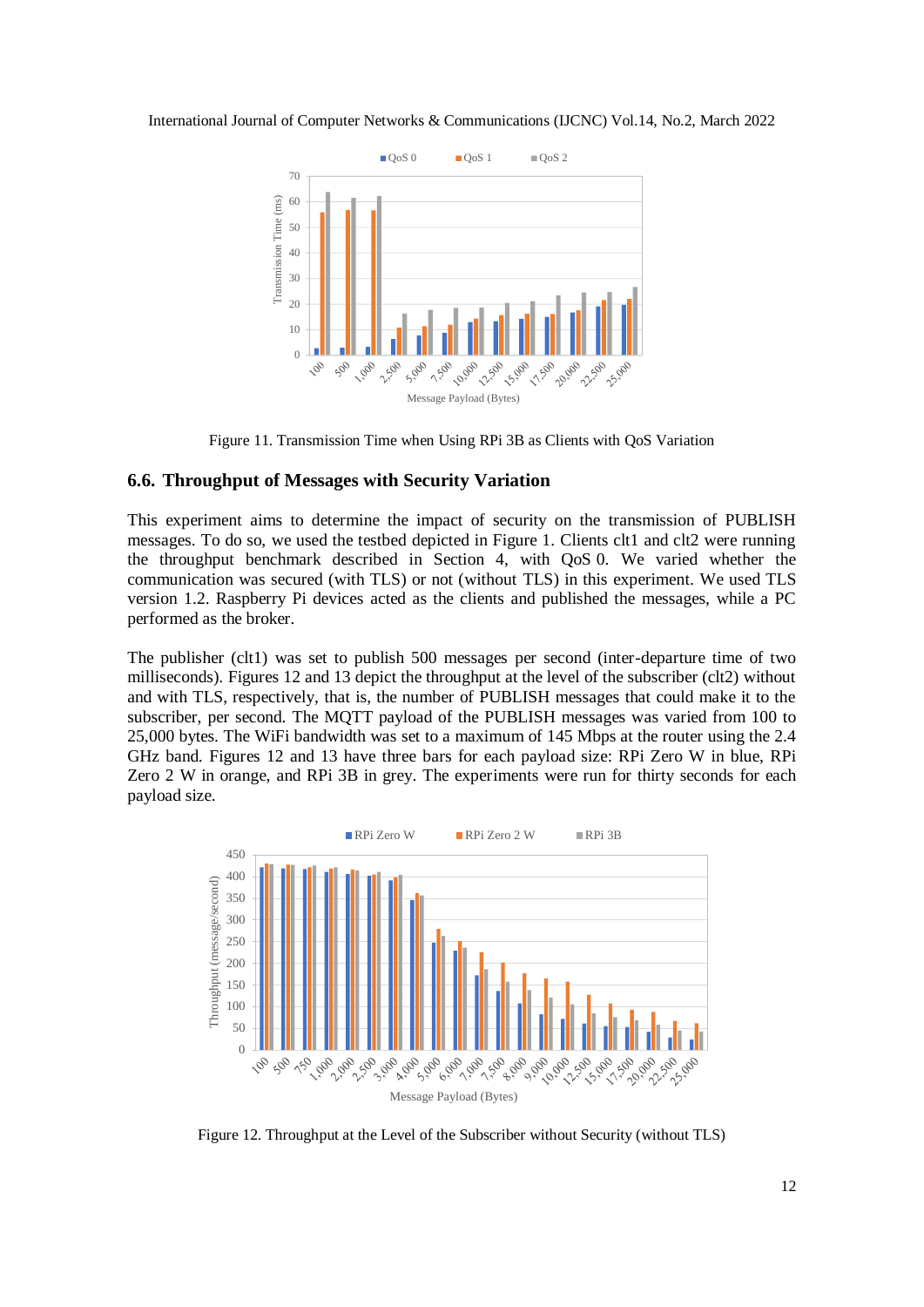Figure 11. Transmission Time when Using RPi 3B as Clients with QoS Variation

### 6.6. Throughput of Messages with Security Variation

This experiment aims to determine the impact of security on the transmission of PUBLISH messages. To do so, we used the testbed depicted in Figure 1. Clients clt1 and clt2 were running the throughput benchmark described in Section 4, with QoS 0. We varied whether the communication was secured (with TLS) or not (without TLS) in this experiment. We used TLS version 1.2. Raspberry Pi devices acted as the clients and published the messages, while a PC performed as the broker.

The publisher (clt1) was set to publish 500 messages per second (inter-departure time of two milliseconds). Figures 12 and 13 depict the throughput at the level of the subscriber (clt2) without and with TLS, respectively, that is, the number of PUBLISH messages that could make it to the subscriber, per second. The MQTT payload of the PUBLISH messages was varied from 100 to 25,000 bytes. The WiFi bandwidth was set to a maximum of 145 Mbps at the router using the 2.4 GHz band. Figures 12 and 13 have three bars for each payload size: RPi Zero W in blue, RPi Zero 2 W in orange, and RPi 3B in grey. The experiments were run for thirty seconds for each payload size.

Figure 12. Throughput at the Level of the Subscriber without Security (without TLS)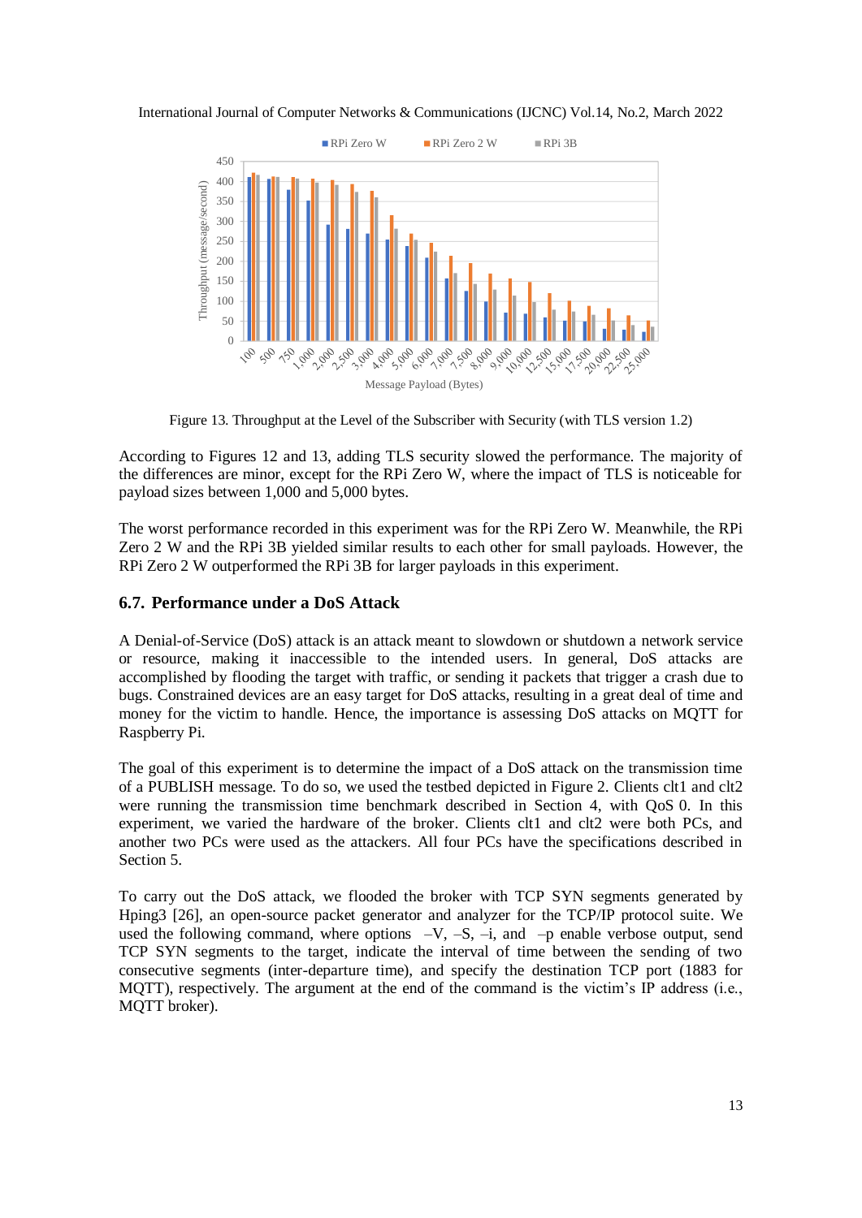Figure 13. Throughput at the Level of the Subscriber with Security (with TLS version 1.2)

According to Figures 12 and 13, adding TLS security slowed the performance. The majority of the differences are minor, except for the RPi Zero W, where the impact of TLS is noticeable for payload sizes between 1,000 and 5,000 bytes.

The worst performance recorded in this experiment was for the RPi Zero W. Meanwhile, the RPi Zero 2 W and the RPi 3B yielded similar results to each other for small payloads. However, the RPi Zero 2 W outperformed the RPi 3B for larger payloads in this experiment.

### 6.7. Performance under a DoS Attack

A Denial-of-Service (DoS) attack is an attack meant to slowdown or shutdown a network service or resource, making it inaccessible to the intended users. In general, DoS attacks are accomplished by flooding the target with traffic, or sending it packets that trigger a crash due to bugs. Constrained devices are an easy target for DoS attacks, resulting in a great deal of time and money for the victim to handle. Hence, the importance is assessing DoS attacks on MQTT for Raspberry Pi.

The goal of this experiment is to determine the impact of a DoS attack on the transmission time of a PUBLISH message. To do so, we used the testbed depicted in Figure 2. Clients clt1 and clt2 were running the transmission time benchmark described in Section 4, with QoS 0. In this experiment, we varied the hardware of the broker. Clients clt1 and clt2 were both PCs, and another two PCs were used as the attackers. All four PCs have the specifications described in Section 5.

To carry out the DoS attack, we flooded the broker with TCP SYN segments generated by Hping3 [26], an open-source packet generator and analyzer for the TCP/IP protocol suite. We used the following command, where options –V, –S, –i, and –p enable verbose output, send TCP SYN segments to the target, indicate the interval of time between the sending of two consecutive segments (inter-departure time), and specify the destination TCP port (1883 for MQTT), respectively. The argument at the end of the command is the victim's IP address (i.e., MQTT broker).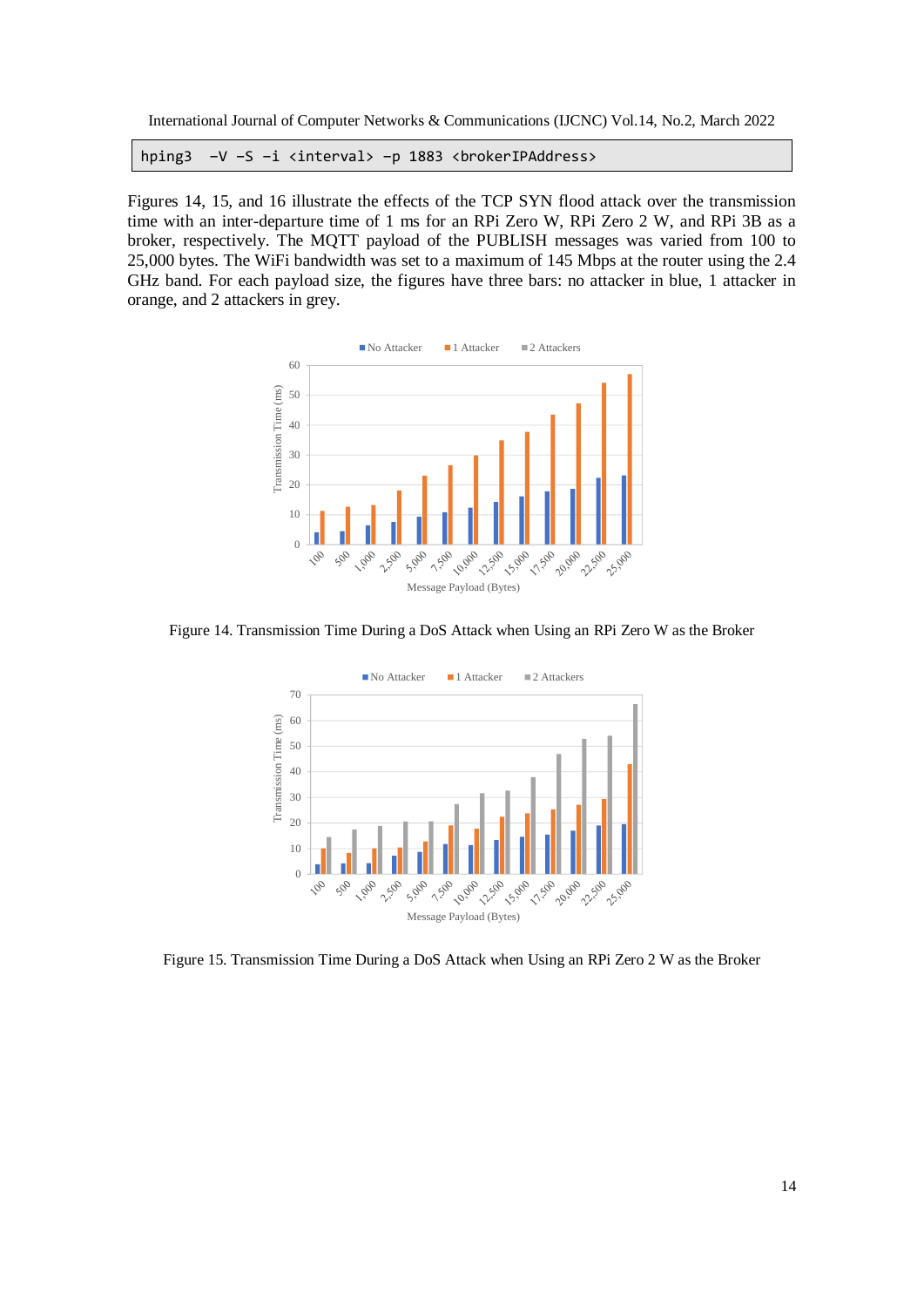```
hping3  -V -S -i <interval> -p 1883 <brokerIPAddress>
```

Figures 14, 15, and 16 illustrate the effects of the TCP SYN flood attack over the transmission time with an inter-departure time of 1 ms for an RPi Zero W, RPi Zero 2 W, and RPi 3B as a broker, respectively. The MQTT payload of the PUBLISH messages was varied from 100 to 25,000 bytes. The WiFi bandwidth was set to a maximum of 145 Mbps at the router using the 2.4 GHz band. For each payload size, the figures have three bars: no attacker in blue, 1 attacker in orange, and 2 attackers in grey.

Figure 14. Transmission Time During a DoS Attack when Using an RPi Zero W as the Broker

Figure 15. Transmission Time During a DoS Attack when Using an RPi Zero 2 W as the Broker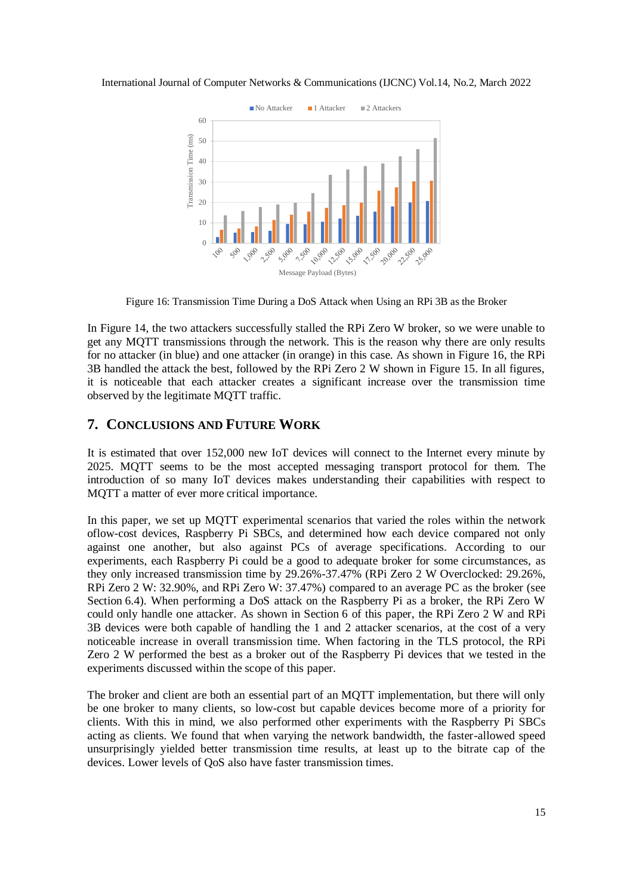Figure 16: Transmission Time During a DoS Attack when Using an RPi 3B as the Broker

In Figure 14, the two attackers successfully stalled the RPi Zero W broker, so we were unable to get any MQTT transmissions through the network. This is the reason why there are only results for no attacker (in blue) and one attacker (in orange) in this case. As shown in Figure 16, the RPi 3B handled the attack the best, followed by the RPi Zero 2 W shown in Figure 15. In all figures, it is noticeable that each attacker creates a significant increase over the transmission time observed by the legitimate MQTT traffic.

## 7. Conclusions and Future Work

It is estimated that over 152,000 new IoT devices will connect to the Internet every minute by 2025. MQTT seems to be the most accepted messaging transport protocol for them. The introduction of so many IoT devices makes understanding their capabilities with respect to MQTT a matter of ever more critical importance.

In this paper, we set up MQTT experimental scenarios that varied the roles within the network oflow-cost devices, Raspberry Pi SBCs, and determined how each device compared not only against one another, but also against PCs of average specifications. According to our experiments, each Raspberry Pi could be a good to adequate broker for some circumstances, as they only increased transmission time by 29.26%-37.47% (RPi Zero 2 W Overclocked: 29.26%, RPi Zero 2 W: 32.90%, and RPi Zero W: 37.47%) compared to an average PC as the broker (see Section 6.4). When performing a DoS attack on the Raspberry Pi as a broker, the RPi Zero W could only handle one attacker. As shown in Section 6 of this paper, the RPi Zero 2 W and RPi 3B devices were both capable of handling the 1 and 2 attacker scenarios, at the cost of a very noticeable increase in overall transmission time. When factoring in the TLS protocol, the RPi Zero 2 W performed the best as a broker out of the Raspberry Pi devices that we tested in the experiments discussed within the scope of this paper.

The broker and client are both an essential part of an MQTT implementation, but there will only be one broker to many clients, so low-cost but capable devices become more of a priority for clients. With this in mind, we also performed other experiments with the Raspberry Pi SBCs acting as clients. We found that when varying the network bandwidth, the faster-allowed speed unsurprisingly yielded better transmission time results, at least up to the bitrate cap of the devices. Lower levels of QoS also have faster transmission times.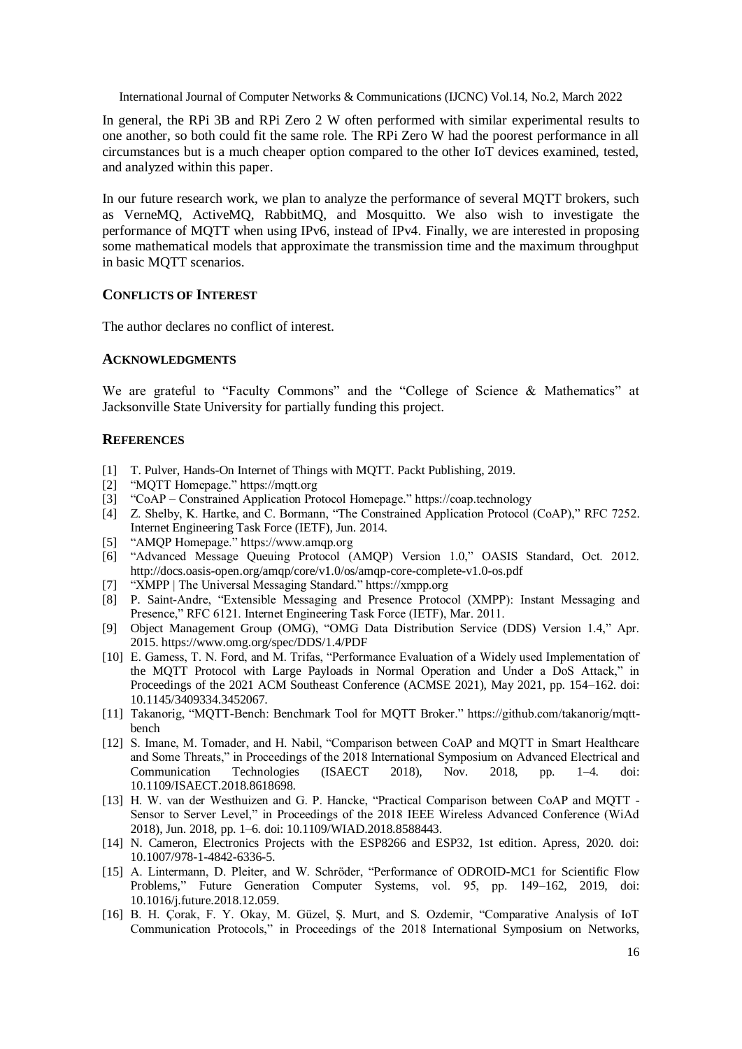In general, the RPi 3B and RPi Zero 2 W often performed with similar experimental results to one another, so both could fit the same role. The RPi Zero W had the poorest performance in all circumstances but is a much cheaper option compared to the other IoT devices examined, tested, and analyzed within this paper.

In our future research work, we plan to analyze the performance of several MQTT brokers, such as VerneMQ, ActiveMQ, RabbitMQ, and Mosquitto. We also wish to investigate the performance of MQTT when using IPv6, instead of IPv4. Finally, we are interested in proposing some mathematical models that approximate the transmission time and the maximum throughput in basic MQTT scenarios.

## CONFLICTS OF INTEREST

The author declares no conflict of interest.

## ACKNOWLEDGMENTS

We are grateful to "Faculty Commons" and the "College of Science & Mathematics" at Jacksonville State University for partially funding this project.

## REFERENCES

[1] T. Pulver, Hands-On Internet of Things with MQTT. Packt Publishing, 2019.

[2] "MQTT Homepage." https://mqtt.org

[3] "CoAP – Constrained Application Protocol Homepage." https://coap.technology

[4] Z. Shelby, K. Hartke, and C. Bormann, "The Constrained Application Protocol (CoAP)," RFC 7252. Internet Engineering Task Force (IETF), Jun. 2014.

[5] "AMQP Homepage." https://www.amqp.org

[6] "Advanced Message Queuing Protocol (AMQP) Version 1.0," OASIS Standard, Oct. 2012. http://docs.oasis-open.org/amqp/core/v1.0/os/amqp-core-complete-v1.0-os.pdf

[7] "XMPP | The Universal Messaging Standard." https://xmpp.org

[8] P. Saint-Andre, "Extensible Messaging and Presence Protocol (XMPP): Instant Messaging and Presence," RFC 6121. Internet Engineering Task Force (IETF), Mar. 2011.

[9] Object Management Group (OMG), "OMG Data Distribution Service (DDS) Version 1.4," Apr. 2015. https://www.omg.org/spec/DDS/1.4/PDF

[10] E. Gamess, T. N. Ford, and M. Trifas, "Performance Evaluation of a Widely used Implementation of the MQTT Protocol with Large Payloads in Normal Operation and Under a DoS Attack," in Proceedings of the 2021 ACM Southeast Conference (ACMSE 2021), May 2021, pp. 154–162. doi: 10.1145/3409334.3452067.

[11] Takanorig, "MQTT-Bench: Benchmark Tool for MQTT Broker." https://github.com/takanorig/mqtt-bench

[12] S. Imane, M. Tomader, and H. Nabil, "Comparison between CoAP and MQTT in Smart Healthcare and Some Threats," in Proceedings of the 2018 International Symposium on Advanced Electrical and Communication Technologies (ISAECT 2018), Nov. 2018, pp. 1–4. doi: 10.1109/ISAECT.2018.8618698.

[13] H. W. van der Westhuizen and G. P. Hancke, "Practical Comparison between CoAP and MQTT - Sensor to Server Level," in Proceedings of the 2018 IEEE Wireless Advanced Conference (WiAd 2018), Jun. 2018, pp. 1–6. doi: 10.1109/WIAD.2018.8588443.

[14] N. Cameron, Electronics Projects with the ESP8266 and ESP32, 1st edition. Apress, 2020. doi: 10.1007/978-1-4842-6336-5.

[15] A. Lintermann, D. Pleiter, and W. Schröder, "Performance of ODROID-MC1 for Scientific Flow Problems," Future Generation Computer Systems, vol. 95, pp. 149–162, 2019, doi: 10.1016/j.future.2018.12.059.

[16] B. H. Çorak, F. Y. Okay, M. Güzel, Ş. Murt, and S. Ozdemir, "Comparative Analysis of IoT Communication Protocols," in Proceedings of the 2018 International Symposium on Networks,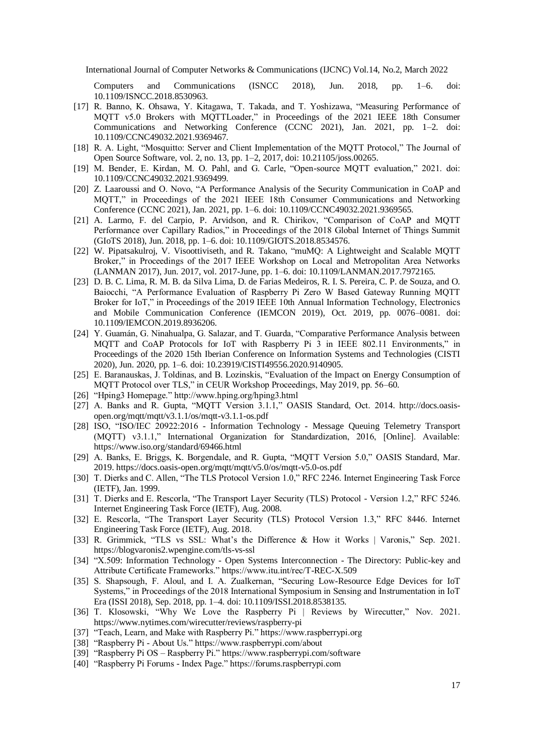Computers and Communications (ISNCC 2018), Jun. 2018, pp. 1–6. doi: 10.1109/ISNCC.2018.8530963.

[17] R. Banno, K. Ohsawa, Y. Kitagawa, T. Takada, and T. Yoshizawa, "Measuring Performance of MQTT v5.0 Brokers with MQTTLoader," in Proceedings of the 2021 IEEE 18th Consumer Communications and Networking Conference (CCNC 2021), Jan. 2021, pp. 1–2. doi: 10.1109/CCNC49032.2021.9369467.

[18] R. A. Light, "Mosquitto: Server and Client Implementation of the MQTT Protocol," The Journal of Open Source Software, vol. 2, no. 13, pp. 1–2, 2017, doi: 10.21105/joss.00265.

[19] M. Bender, E. Kirdan, M. O. Pahl, and G. Carle, "Open-source MQTT evaluation," 2021. doi: 10.1109/CCNC49032.2021.9369499.

[20] Z. Laaroussi and O. Novo, "A Performance Analysis of the Security Communication in CoAP and MQTT," in Proceedings of the 2021 IEEE 18th Consumer Communications and Networking Conference (CCNC 2021), Jan. 2021, pp. 1–6. doi: 10.1109/CCNC49032.2021.9369565.

[21] A. Larmo, F. del Carpio, P. Arvidson, and R. Chirikov, "Comparison of CoAP and MQTT Performance over Capillary Radios," in Proceedings of the 2018 Global Internet of Things Summit (GIoTS 2018), Jun. 2018, pp. 1–6. doi: 10.1109/GIOTS.2018.8534576.

[22] W. Pipatsakulroj, V. Visoottiviseth, and R. Takano, "muMQ: A Lightweight and Scalable MQTT Broker," in Proceedings of the 2017 IEEE Workshop on Local and Metropolitan Area Networks (LANMAN 2017), Jun. 2017, vol. 2017-June, pp. 1–6. doi: 10.1109/LANMAN.2017.7972165.

[23] D. B. C. Lima, R. M. B. da Silva Lima, D. de Farias Medeiros, R. I. S. Pereira, C. P. de Souza, and O. Baiocchi, "A Performance Evaluation of Raspberry Pi Zero W Based Gateway Running MQTT Broker for IoT," in Proceedings of the 2019 IEEE 10th Annual Information Technology, Electronics and Mobile Communication Conference (IEMCON 2019), Oct. 2019, pp. 0076–0081. doi: 10.1109/IEMCON.2019.8936206.

[24] Y. Guamán, G. Ninahualpa, G. Salazar, and T. Guarda, "Comparative Performance Analysis between MQTT and CoAP Protocols for IoT with Raspberry Pi 3 in IEEE 802.11 Environments," in Proceedings of the 2020 15th Iberian Conference on Information Systems and Technologies (CISTI 2020), Jun. 2020, pp. 1–6. doi: 10.23919/CISTI49556.2020.9140905.

[25] E. Baranauskas, J. Toldinas, and B. Lozinskis, "Evaluation of the Impact on Energy Consumption of MQTT Protocol over TLS," in CEUR Workshop Proceedings, May 2019, pp. 56–60.

[26] "Hping3 Homepage." http://www.hping.org/hping3.html

[27] A. Banks and R. Gupta, "MQTT Version 3.1.1," OASIS Standard, Oct. 2014. http://docs.oasis-open.org/mqtt/mqtt/v3.1.1/os/mqtt-v3.1.1-os.pdf

[28] ISO, "ISO/IEC 20922:2016 - Information Technology - Message Queuing Telemetry Transport (MQTT) v3.1.1," International Organization for Standardization, 2016, [Online]. Available: https://www.iso.org/standard/69466.html

[29] A. Banks, E. Briggs, K. Borgendale, and R. Gupta, "MQTT Version 5.0," OASIS Standard, Mar. 2019. https://docs.oasis-open.org/mqtt/mqtt/v5.0/os/mqtt-v5.0-os.pdf

[30] T. Dierks and C. Allen, "The TLS Protocol Version 1.0," RFC 2246. Internet Engineering Task Force (IETF), Jan. 1999.

[31] T. Dierks and E. Rescorla, "The Transport Layer Security (TLS) Protocol - Version 1.2," RFC 5246. Internet Engineering Task Force (IETF), Aug. 2008.

[32] E. Rescorla, "The Transport Layer Security (TLS) Protocol Version 1.3," RFC 8446. Internet Engineering Task Force (IETF), Aug. 2018.

[33] R. Grimmick, "TLS vs SSL: What's the Difference & How it Works | Varonis," Sep. 2021. https://blogvaronis2.wpengine.com/tls-vs-ssl

[34] "X.509: Information Technology - Open Systems Interconnection - The Directory: Public-key and Attribute Certificate Frameworks." https://www.itu.int/rec/T-REC-X.509

[35] S. Shapsough, F. Aloul, and I. A. Zualkernan, "Securing Low-Resource Edge Devices for IoT Systems," in Proceedings of the 2018 International Symposium in Sensing and Instrumentation in IoT Era (ISSI 2018), Sep. 2018, pp. 1–4. doi: 10.1109/ISSI.2018.8538135.

[36] T. Klosowski, "Why We Love the Raspberry Pi | Reviews by Wirecutter," Nov. 2021. https://www.nytimes.com/wirecutter/reviews/raspberry-pi

[37] "Teach, Learn, and Make with Raspberry Pi." https://www.raspberrypi.org

[38] "Raspberry Pi - About Us." https://www.raspberrypi.com/about

[39] "Raspberry Pi OS – Raspberry Pi." https://www.raspberrypi.com/software

[40] "Raspberry Pi Forums - Index Page." https://forums.raspberrypi.com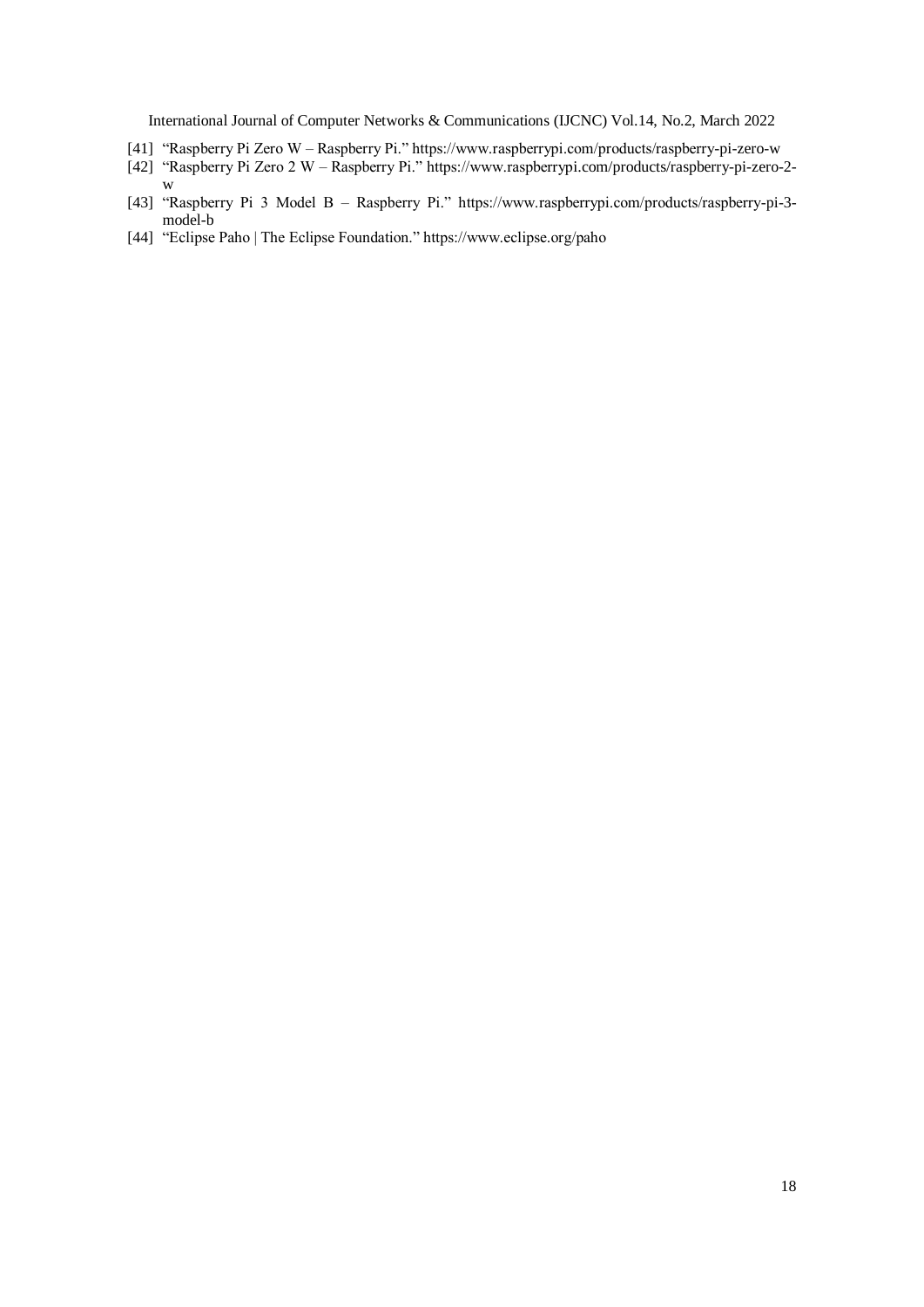[41] "Raspberry Pi Zero W – Raspberry Pi." https://www.raspberrypi.com/products/raspberry-pi-zero-w

[42] "Raspberry Pi Zero 2 W – Raspberry Pi." https://www.raspberrypi.com/products/raspberry-pi-zero-2-w

[43] "Raspberry Pi 3 Model B – Raspberry Pi." https://www.raspberrypi.com/products/raspberry-pi-3-model-b

[44] "Eclipse Paho | The Eclipse Foundation." https://www.eclipse.org/paho